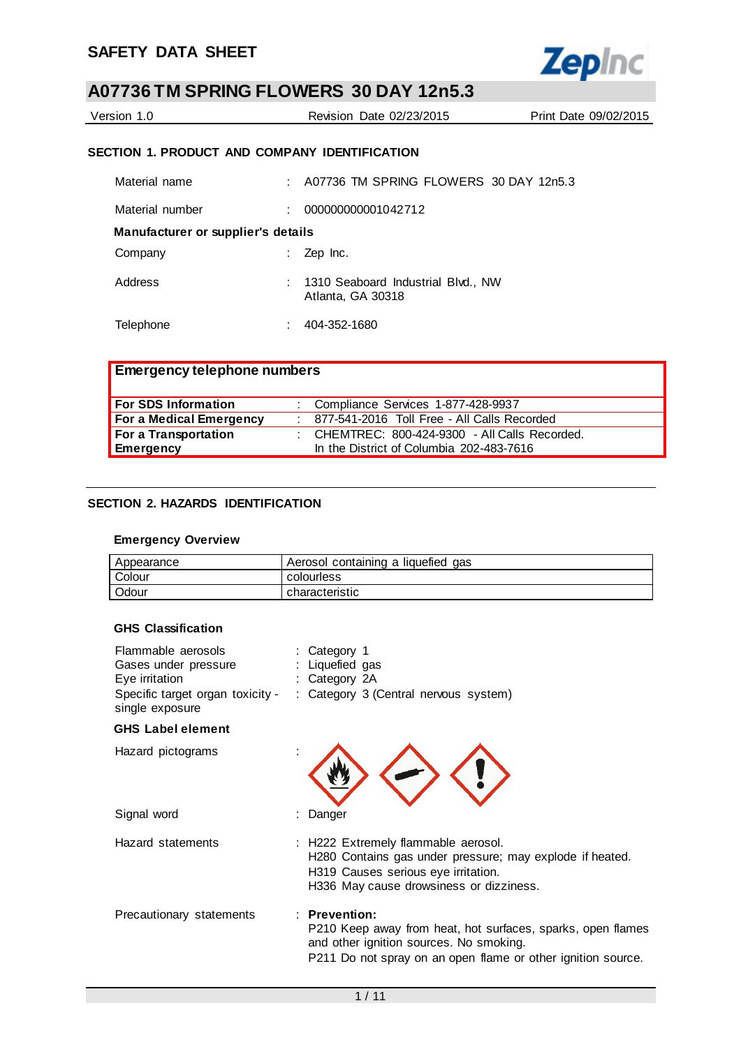# SAFETY DATA SHEET

## A07736 TM SPRING FLOWERS 30 DAY 12n5.3

Version 1.0 | Revision Date 02/23/2015 | Print Date 09/02/2015

### SECTION 1. PRODUCT AND COMPANY IDENTIFICATION

Material name : A07736 TM SPRING FLOWERS 30 DAY 12n5.3

Material number : 000000000001042712

**Manufacturer or supplier's details**

Company : Zep Inc.

Address : 1310 Seaboard Industrial Blvd., NW
Atlanta, GA 30318

Telephone : 404-352-1680

| **Emergency telephone numbers** | |
|---|---|
| **For SDS Information** | : Compliance Services 1-877-428-9937 |
| **For a Medical Emergency** | : 877-541-2016 Toll Free - All Calls Recorded |
| **For a Transportation Emergency** | : CHEMTREC: 800-424-9300 - All Calls Recorded. In the District of Columbia 202-483-7616 |

### SECTION 2. HAZARDS IDENTIFICATION

**Emergency Overview**

| Appearance | Aerosol containing a liquefied gas |
|---|---|
| Colour | colourless |
| Odour | characteristic |

**GHS Classification**

Flammable aerosols : Category 1
Gases under pressure : Liquefied gas
Eye irritation : Category 2A
Specific target organ toxicity - single exposure : Category 3 (Central nervous system)

**GHS Label element**

Hazard pictograms :

Signal word : Danger

Hazard statements : H222 Extremely flammable aerosol.
H280 Contains gas under pressure; may explode if heated.
H319 Causes serious eye irritation.
H336 May cause drowsiness or dizziness.

Precautionary statements : **Prevention:**
P210 Keep away from heat, hot surfaces, sparks, open flames and other ignition sources. No smoking.
P211 Do not spray on an open flame or other ignition source.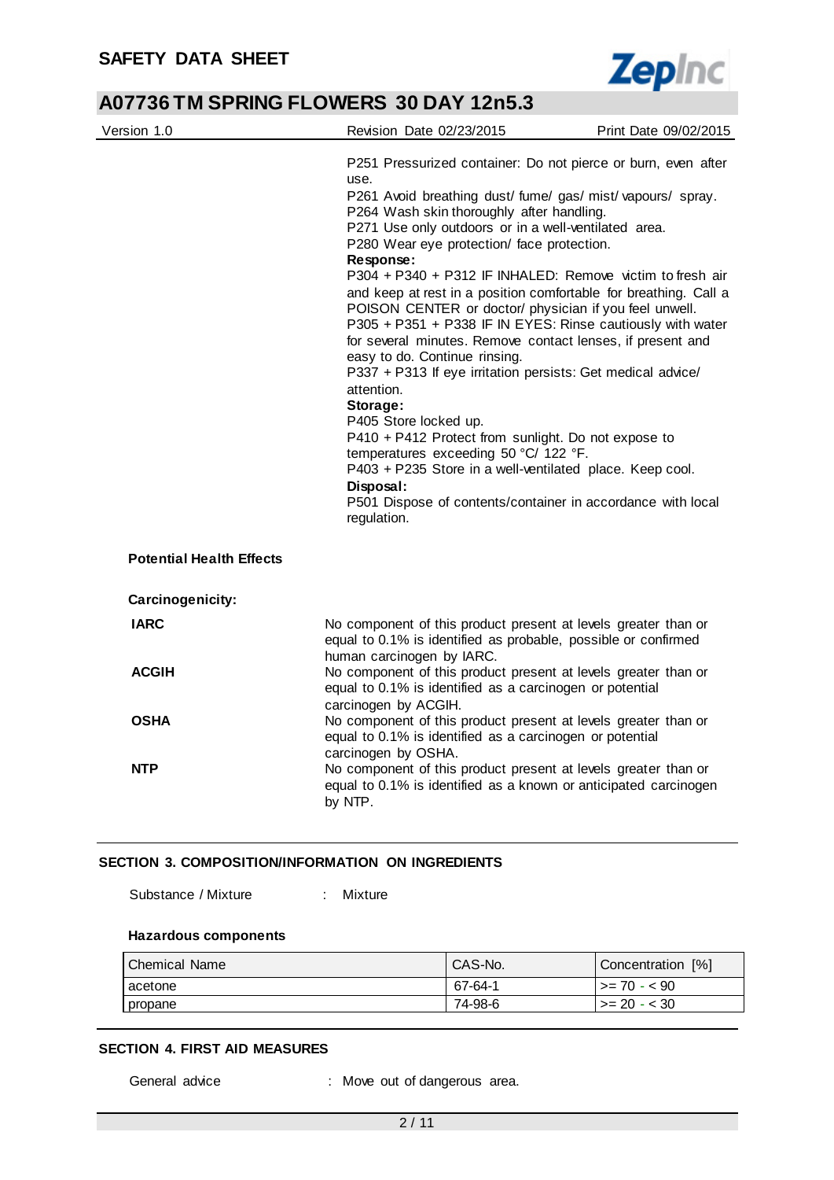P251 Pressurized container: Do not pierce or burn, even after use.
P261 Avoid breathing dust/ fume/ gas/ mist/ vapours/ spray.
P264 Wash skin thoroughly after handling.
P271 Use only outdoors or in a well-ventilated area.
P280 Wear eye protection/ face protection.

**Response:**

P304 + P340 + P312 IF INHALED: Remove victim to fresh air and keep at rest in a position comfortable for breathing. Call a POISON CENTER or doctor/ physician if you feel unwell.
P305 + P351 + P338 IF IN EYES: Rinse cautiously with water for several minutes. Remove contact lenses, if present and easy to do. Continue rinsing.
P337 + P313 If eye irritation persists: Get medical advice/ attention.

**Storage:**

P405 Store locked up.
P410 + P412 Protect from sunlight. Do not expose to temperatures exceeding 50 °C/ 122 °F.
P403 + P235 Store in a well-ventilated place. Keep cool.

**Disposal:**

P501 Dispose of contents/container in accordance with local regulation.

**Potential Health Effects**

**Carcinogenicity:**

**IARC** No component of this product present at levels greater than or equal to 0.1% is identified as probable, possible or confirmed human carcinogen by IARC.

**ACGIH** No component of this product present at levels greater than or equal to 0.1% is identified as a carcinogen or potential carcinogen by ACGIH.

**OSHA** No component of this product present at levels greater than or equal to 0.1% is identified as a carcinogen or potential carcinogen by OSHA.

**NTP** No component of this product present at levels greater than or equal to 0.1% is identified as a known or anticipated carcinogen by NTP.

## SECTION 3. COMPOSITION/INFORMATION ON INGREDIENTS

Substance / Mixture : Mixture

**Hazardous components**

| Chemical Name | CAS-No. | Concentration [%] |
|---|---|---|
| acetone | 67-64-1 | >= 70 - < 90 |
| propane | 74-98-6 | >= 20 - < 30 |

## SECTION 4. FIRST AID MEASURES

General advice : Move out of dangerous area.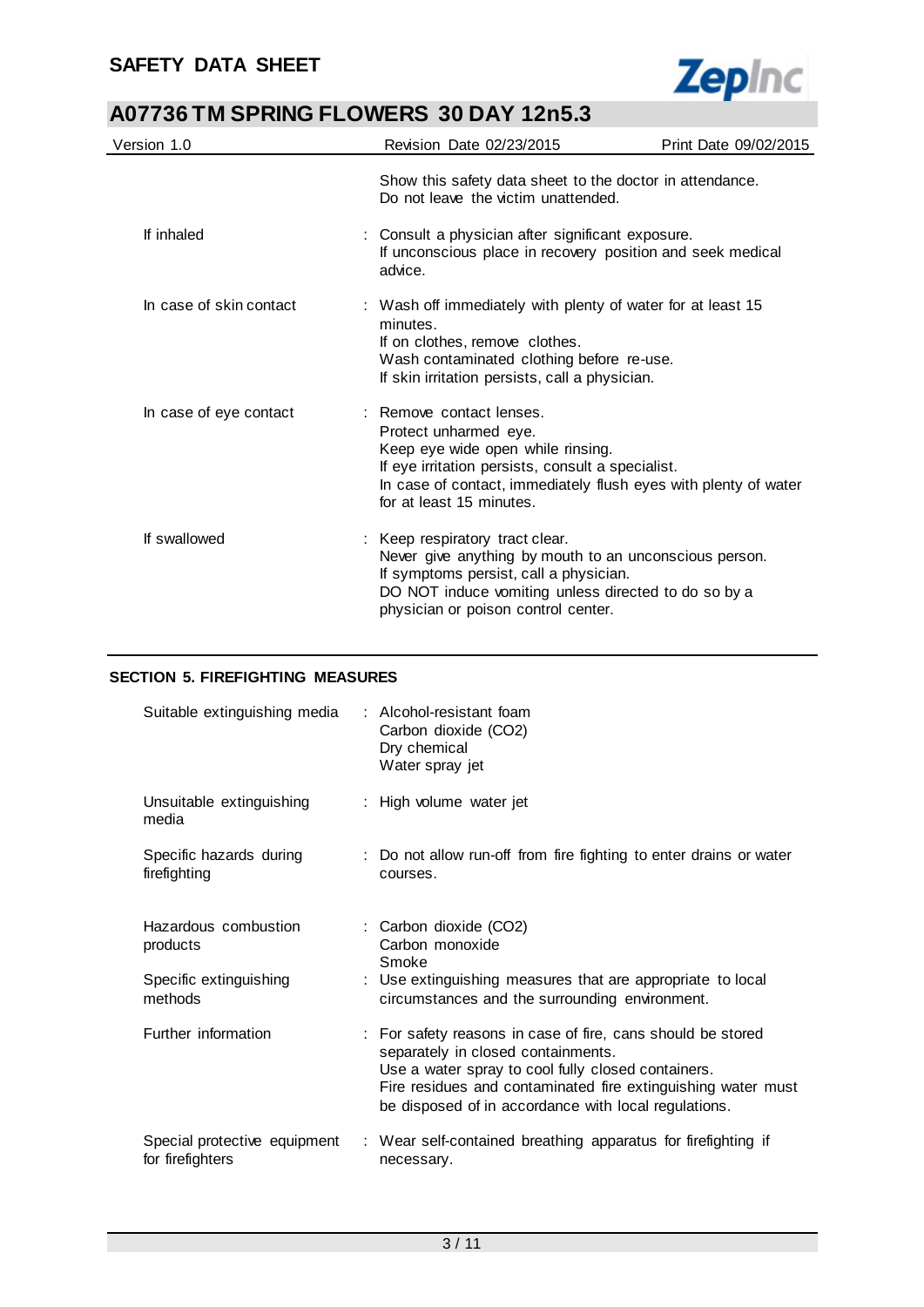Show this safety data sheet to the doctor in attendance.
Do not leave the victim unattended.

| | |
|---|---|
| If inhaled | : Consult a physician after significant exposure.<br>If unconscious place in recovery position and seek medical advice. |
| In case of skin contact | : Wash off immediately with plenty of water for at least 15 minutes.<br>If on clothes, remove clothes.<br>Wash contaminated clothing before re-use.<br>If skin irritation persists, call a physician. |
| In case of eye contact | : Remove contact lenses.<br>Protect unharmed eye.<br>Keep eye wide open while rinsing.<br>If eye irritation persists, consult a specialist.<br>In case of contact, immediately flush eyes with plenty of water for at least 15 minutes. |
| If swallowed | : Keep respiratory tract clear.<br>Never give anything by mouth to an unconscious person.<br>If symptoms persist, call a physician.<br>DO NOT induce vomiting unless directed to do so by a physician or poison control center. |

## SECTION 5. FIREFIGHTING MEASURES

| | |
|---|---|
| Suitable extinguishing media | : Alcohol-resistant foam<br>Carbon dioxide ($CO_2$)<br>Dry chemical<br>Water spray jet |
| Unsuitable extinguishing media | : High volume water jet |
| Specific hazards during firefighting | : Do not allow run-off from fire fighting to enter drains or water courses. |
| Hazardous combustion products | : Carbon dioxide ($CO_2$)<br>Carbon monoxide<br>Smoke |
| Specific extinguishing methods | : Use extinguishing measures that are appropriate to local circumstances and the surrounding environment. |
| Further information | : For safety reasons in case of fire, cans should be stored separately in closed containments.<br>Use a water spray to cool fully closed containers.<br>Fire residues and contaminated fire extinguishing water must be disposed of in accordance with local regulations. |
| Special protective equipment for firefighters | : Wear self-contained breathing apparatus for firefighting if necessary. |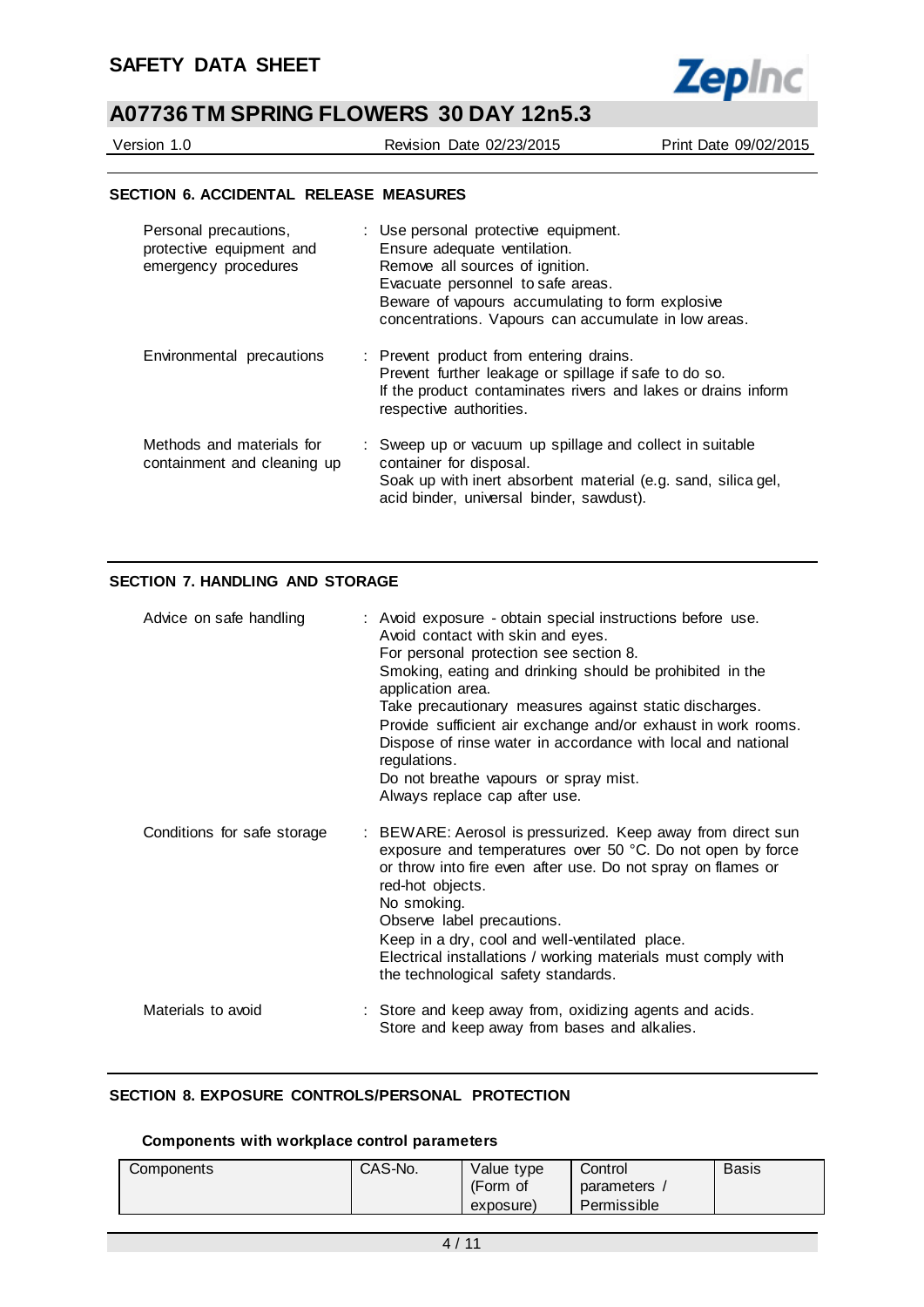## SECTION 6. ACCIDENTAL RELEASE MEASURES

| | |
|---|---|
| Personal precautions, protective equipment and emergency procedures | : Use personal protective equipment.<br>Ensure adequate ventilation.<br>Remove all sources of ignition.<br>Evacuate personnel to safe areas.<br>Beware of vapours accumulating to form explosive concentrations. Vapours can accumulate in low areas. |
| Environmental precautions | : Prevent product from entering drains.<br>Prevent further leakage or spillage if safe to do so.<br>If the product contaminates rivers and lakes or drains inform respective authorities. |
| Methods and materials for containment and cleaning up | : Sweep up or vacuum up spillage and collect in suitable container for disposal.<br>Soak up with inert absorbent material (e.g. sand, silica gel, acid binder, universal binder, sawdust). |

## SECTION 7. HANDLING AND STORAGE

| | |
|---|---|
| Advice on safe handling | : Avoid exposure - obtain special instructions before use.<br>Avoid contact with skin and eyes.<br>For personal protection see section 8.<br>Smoking, eating and drinking should be prohibited in the application area.<br>Take precautionary measures against static discharges.<br>Provide sufficient air exchange and/or exhaust in work rooms.<br>Dispose of rinse water in accordance with local and national regulations.<br>Do not breathe vapours or spray mist.<br>Always replace cap after use. |
| Conditions for safe storage | : BEWARE: Aerosol is pressurized. Keep away from direct sun exposure and temperatures over 50 °C. Do not open by force or throw into fire even after use. Do not spray on flames or red-hot objects.<br>No smoking.<br>Observe label precautions.<br>Keep in a dry, cool and well-ventilated place.<br>Electrical installations / working materials must comply with the technological safety standards. |
| Materials to avoid | : Store and keep away from, oxidizing agents and acids.<br>Store and keep away from bases and alkalies. |

## SECTION 8. EXPOSURE CONTROLS/PERSONAL PROTECTION

### Components with workplace control parameters

| Components | CAS-No. | Value type (Form of exposure) | Control parameters / Permissible | Basis |
|---|---|---|---|---|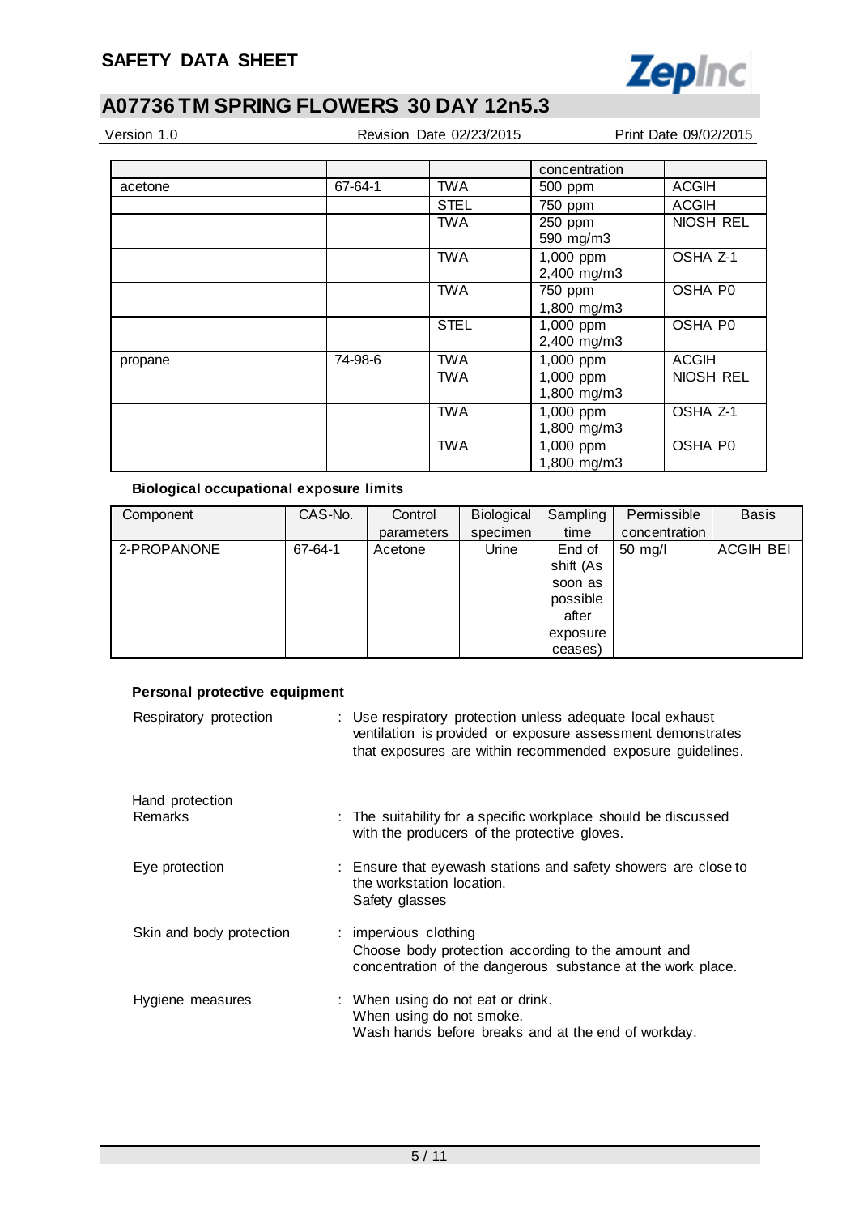| | | | concentration | |
|---|---|---|---|---|
| acetone | 67-64-1 | TWA | 500 ppm | ACGIH |
| | | STEL | 750 ppm | ACGIH |
| | | TWA | 250 ppm<br>590 mg/m3 | NIOSH REL |
| | | TWA | 1,000 ppm<br>2,400 mg/m3 | OSHA Z-1 |
| | | TWA | 750 ppm<br>1,800 mg/m3 | OSHA P0 |
| | | STEL | 1,000 ppm<br>2,400 mg/m3 | OSHA P0 |
| propane | 74-98-6 | TWA | 1,000 ppm | ACGIH |
| | | TWA | 1,000 ppm<br>1,800 mg/m3 | NIOSH REL |
| | | TWA | 1,000 ppm<br>1,800 mg/m3 | OSHA Z-1 |
| | | TWA | 1,000 ppm<br>1,800 mg/m3 | OSHA P0 |

**Biological occupational exposure limits**

| Component | CAS-No. | Control parameters | Biological specimen | Sampling time | Permissible concentration | Basis |
|---|---|---|---|---|---|---|
| 2-PROPANONE | 67-64-1 | Acetone | Urine | End of shift (As soon as possible after exposure ceases) | 50 mg/l | ACGIH BEI |

**Personal protective equipment**

Respiratory protection : Use respiratory protection unless adequate local exhaust ventilation is provided or exposure assessment demonstrates that exposures are within recommended exposure guidelines.

Hand protection
Remarks : The suitability for a specific workplace should be discussed with the producers of the protective gloves.

Eye protection : Ensure that eyewash stations and safety showers are close to the workstation location.
Safety glasses

Skin and body protection : impervious clothing
Choose body protection according to the amount and concentration of the dangerous substance at the work place.

Hygiene measures : When using do not eat or drink.
When using do not smoke.
Wash hands before breaks and at the end of workday.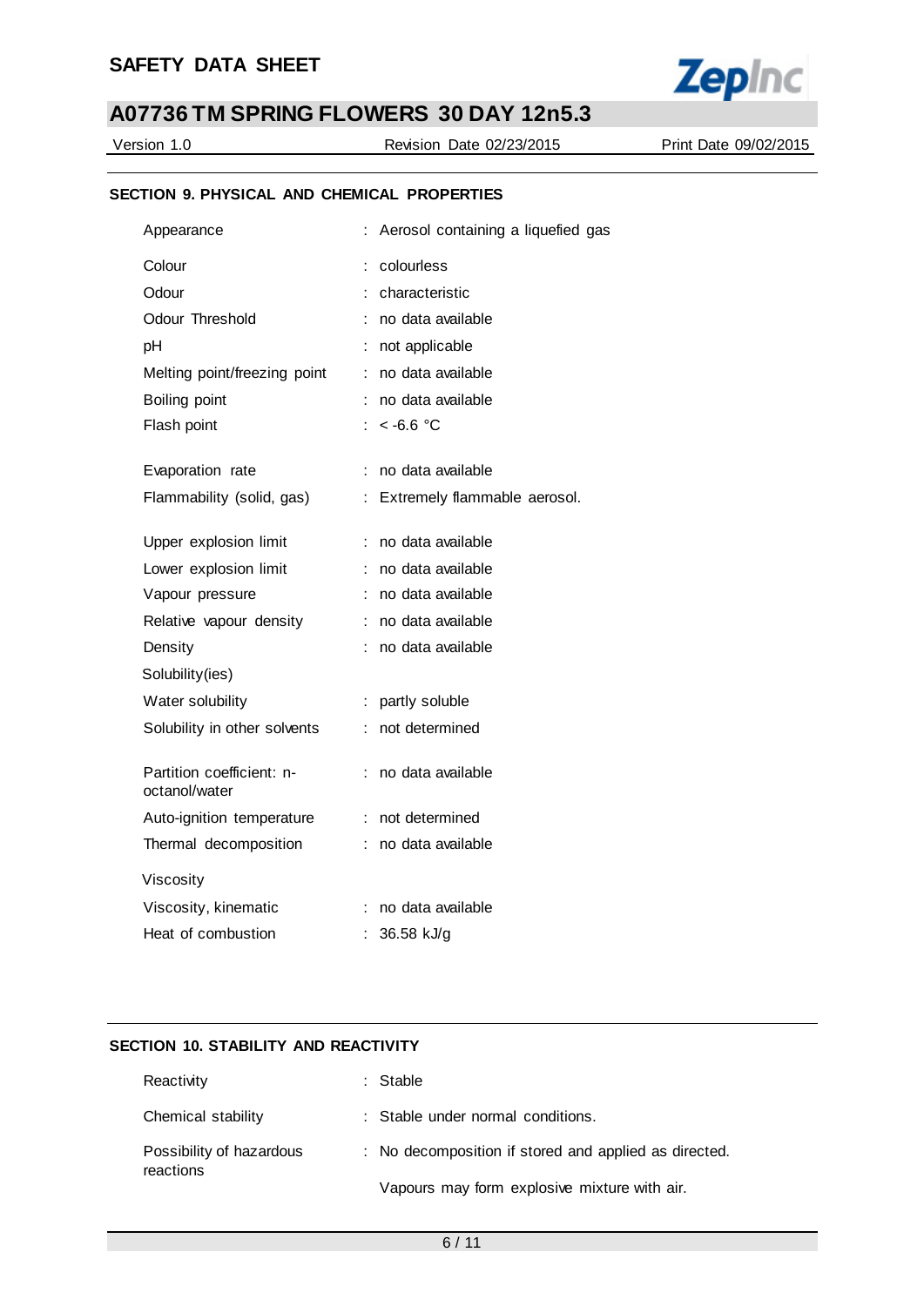## SECTION 9. PHYSICAL AND CHEMICAL PROPERTIES

| Property | Value |
|---|---|
| Appearance | Aerosol containing a liquefied gas |
| Colour | colourless |
| Odour | characteristic |
| Odour Threshold | no data available |
| pH | not applicable |
| Melting point/freezing point | no data available |
| Boiling point | no data available |
| Flash point | < -6.6 °C |
| Evaporation rate | no data available |
| Flammability (solid, gas) | Extremely flammable aerosol. |
| Upper explosion limit | no data available |
| Lower explosion limit | no data available |
| Vapour pressure | no data available |
| Relative vapour density | no data available |
| Density | no data available |
| Solubility(ies) | |
| Water solubility | partly soluble |
| Solubility in other solvents | not determined |
| Partition coefficient: n-octanol/water | no data available |
| Auto-ignition temperature | not determined |
| Thermal decomposition | no data available |
| Viscosity | |
| Viscosity, kinematic | no data available |
| Heat of combustion | 36.58 kJ/g |

## SECTION 10. STABILITY AND REACTIVITY

| Property | Value |
|---|---|
| Reactivity | Stable |
| Chemical stability | Stable under normal conditions. |
| Possibility of hazardous reactions | No decomposition if stored and applied as directed.<br><br>Vapours may form explosive mixture with air. |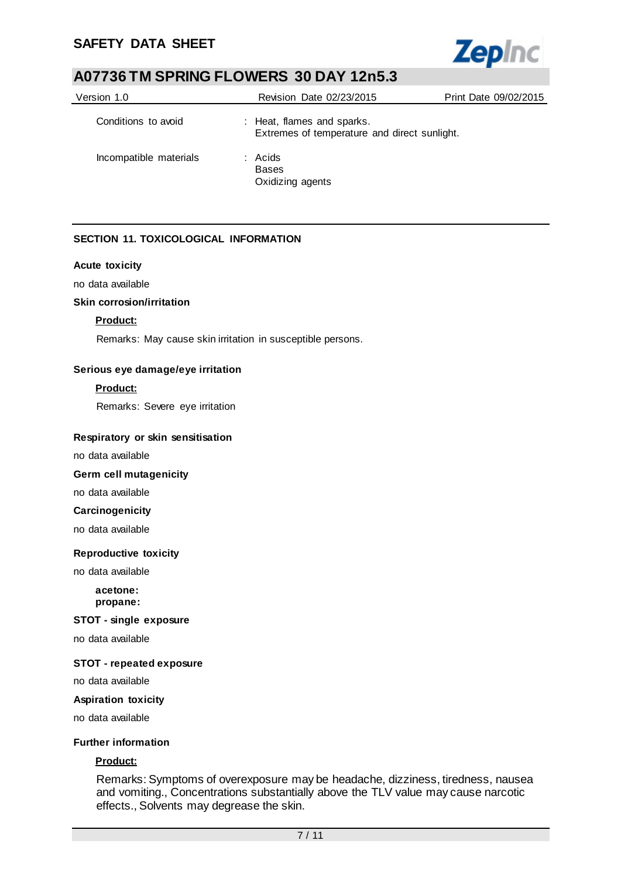| | | |
|---|---|---|
| Conditions to avoid | : | Heat, flames and sparks.<br>Extremes of temperature and direct sunlight. |
| Incompatible materials | : | Acids<br>Bases<br>Oxidizing agents |

## SECTION 11. TOXICOLOGICAL INFORMATION

**Acute toxicity**

no data available

**Skin corrosion/irritation**

**Product:**

Remarks: May cause skin irritation in susceptible persons.

**Serious eye damage/eye irritation**

**Product:**

Remarks: Severe eye irritation

**Respiratory or skin sensitisation**

no data available

**Germ cell mutagenicity**

no data available

**Carcinogenicity**

no data available

**Reproductive toxicity**

no data available

**acetone:**
**propane:**

**STOT - single exposure**

no data available

**STOT - repeated exposure**

no data available

**Aspiration toxicity**

no data available

**Further information**

**Product:**

Remarks: Symptoms of overexposure may be headache, dizziness, tiredness, nausea and vomiting., Concentrations substantially above the TLV value may cause narcotic effects., Solvents may degrease the skin.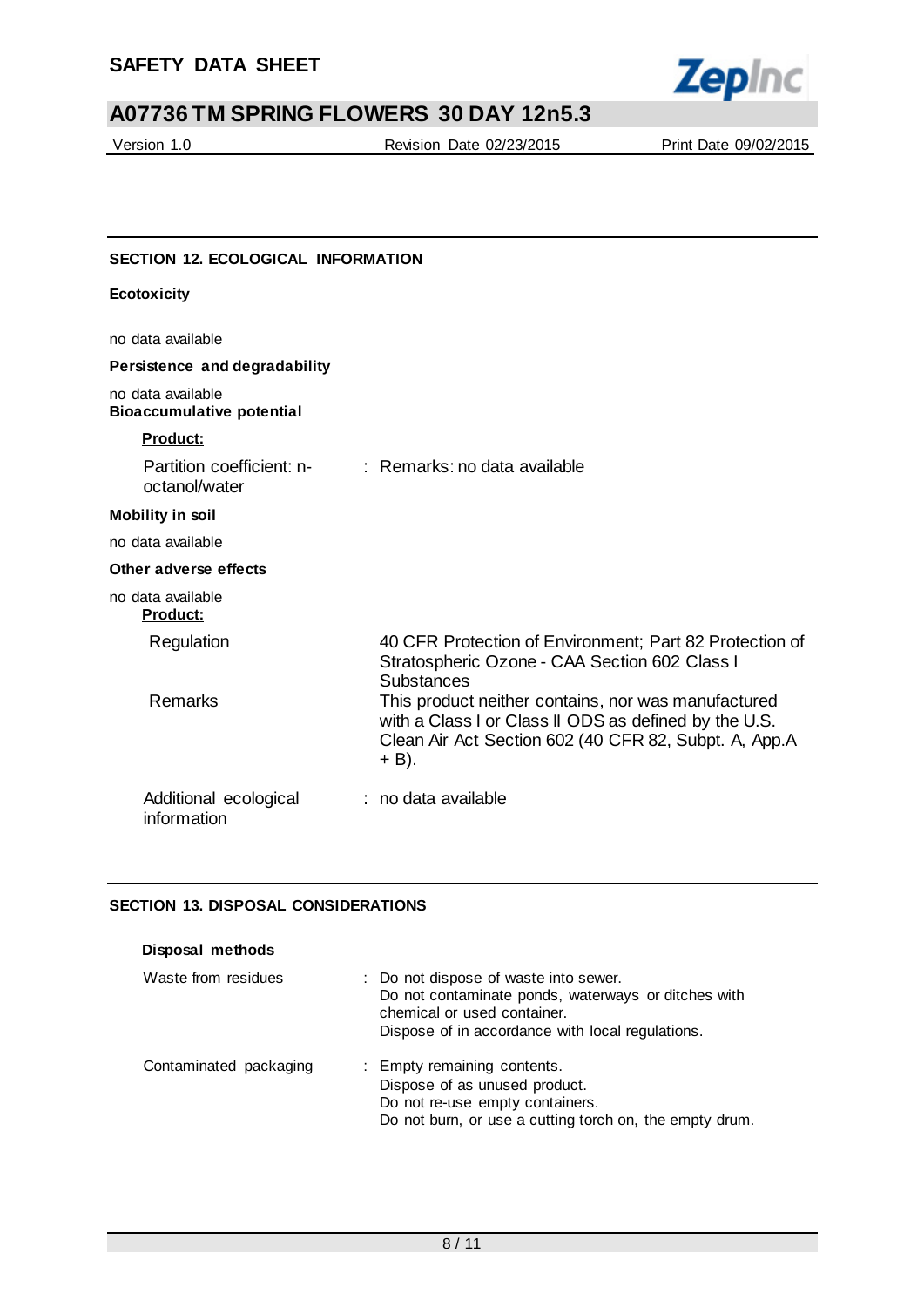## SECTION 12. ECOLOGICAL INFORMATION

**Ecotoxicity**

no data available

**Persistence and degradability**

no data available

**Bioaccumulative potential**

**Product:**

| | |
|---|---|
| Partition coefficient: n-octanol/water | : Remarks: no data available |

**Mobility in soil**

no data available

**Other adverse effects**

no data available

**Product:**

| | |
|---|---|
| Regulation | 40 CFR Protection of Environment; Part 82 Protection of Stratospheric Ozone - CAA Section 602 Class I Substances |
| Remarks | This product neither contains, nor was manufactured with a Class I or Class II ODS as defined by the U.S. Clean Air Act Section 602 (40 CFR 82, Subpt. A, App.A + B). |
| Additional ecological information | : no data available |

## SECTION 13. DISPOSAL CONSIDERATIONS

**Disposal methods**

| | |
|---|---|
| Waste from residues | : Do not dispose of waste into sewer.<br>Do not contaminate ponds, waterways or ditches with chemical or used container.<br>Dispose of in accordance with local regulations. |
| Contaminated packaging | : Empty remaining contents.<br>Dispose of as unused product.<br>Do not re-use empty containers.<br>Do not burn, or use a cutting torch on, the empty drum. |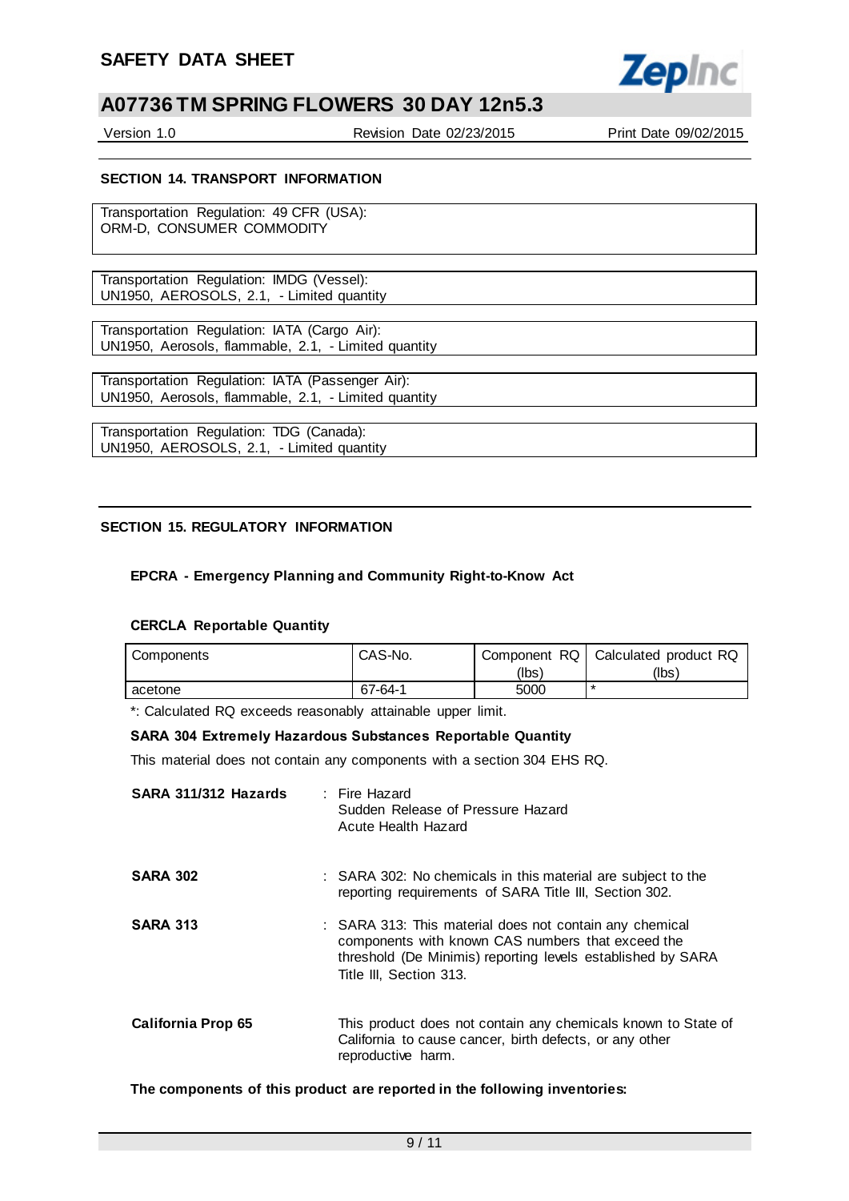## SECTION 14. TRANSPORT INFORMATION

Transportation Regulation: 49 CFR (USA):
ORM-D, CONSUMER COMMODITY

Transportation Regulation: IMDG (Vessel):
UN1950, AEROSOLS, 2.1, - Limited quantity

Transportation Regulation: IATA (Cargo Air):
UN1950, Aerosols, flammable, 2.1, - Limited quantity

Transportation Regulation: IATA (Passenger Air):
UN1950, Aerosols, flammable, 2.1, - Limited quantity

Transportation Regulation: TDG (Canada):
UN1950, AEROSOLS, 2.1, - Limited quantity

## SECTION 15. REGULATORY INFORMATION

### EPCRA - Emergency Planning and Community Right-to-Know Act

### CERCLA Reportable Quantity

| Components | CAS-No. | Component RQ (lbs) | Calculated product RQ (lbs) |
|---|---|---|---|
| acetone | 67-64-1 | 5000 | * |

*: Calculated RQ exceeds reasonably attainable upper limit.

**SARA 304 Extremely Hazardous Substances Reportable Quantity**

This material does not contain any components with a section 304 EHS RQ.

**SARA 311/312 Hazards** : Fire Hazard
Sudden Release of Pressure Hazard
Acute Health Hazard

**SARA 302** : SARA 302: No chemicals in this material are subject to the reporting requirements of SARA Title III, Section 302.

**SARA 313** : SARA 313: This material does not contain any chemical components with known CAS numbers that exceed the threshold (De Minimis) reporting levels established by SARA Title III, Section 313.

**California Prop 65** This product does not contain any chemicals known to State of California to cause cancer, birth defects, or any other reproductive harm.

**The components of this product are reported in the following inventories:**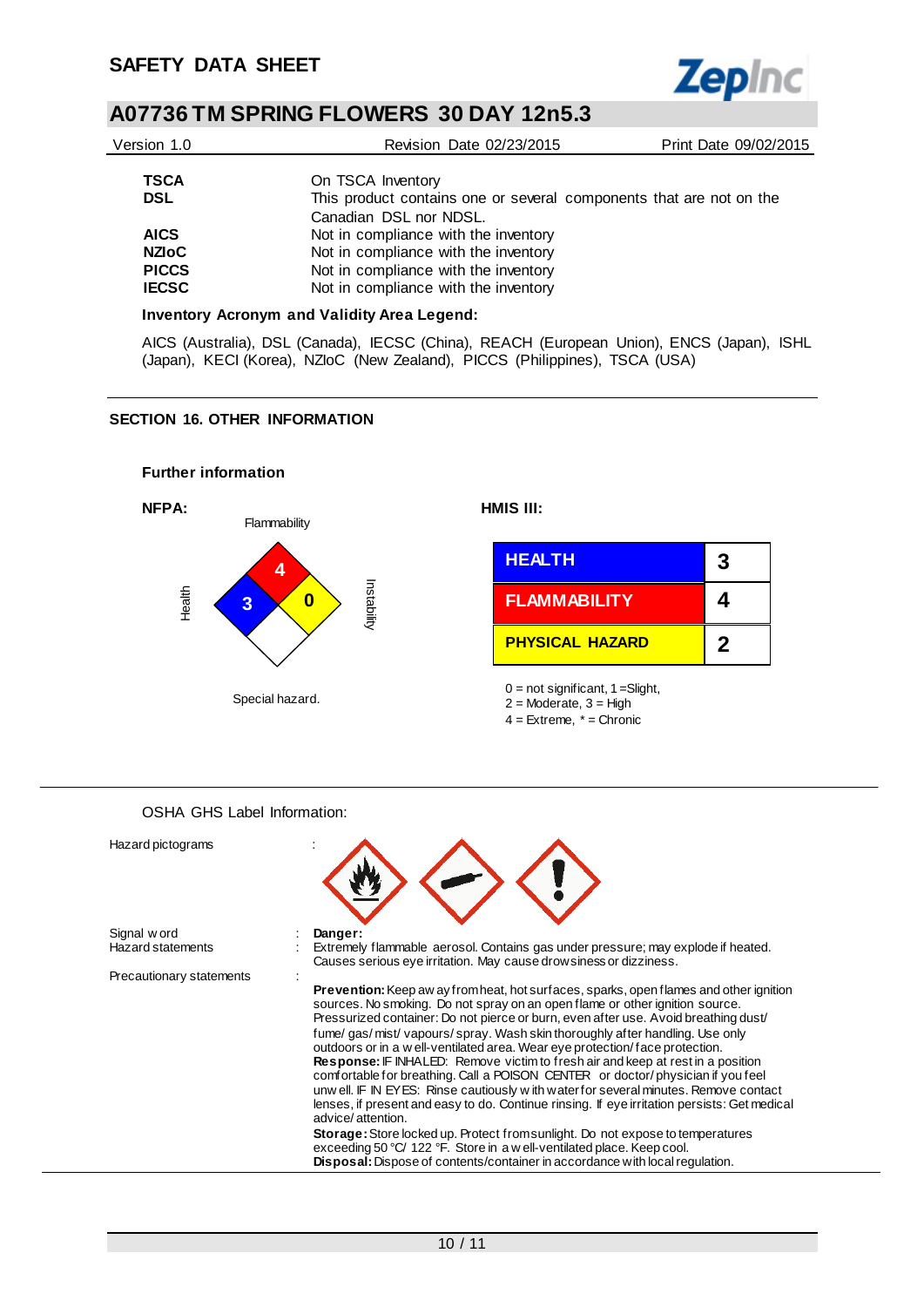| | |
|---|---|
| **TSCA** | On TSCA Inventory |
| **DSL** | This product contains one or several components that are not on the Canadian DSL nor NDSL. |
| **AICS** | Not in compliance with the inventory |
| **NZIoC** | Not in compliance with the inventory |
| **PICCS** | Not in compliance with the inventory |
| **IECSC** | Not in compliance with the inventory |

**Inventory Acronym and Validity Area Legend:**

AICS (Australia), DSL (Canada), IECSC (China), REACH (European Union), ENCS (Japan), ISHL (Japan), KECI (Korea), NZIoC (New Zealand), PICCS (Philippines), TSCA (USA)

## SECTION 16. OTHER INFORMATION

### Further information

**NFPA:**

Flammability: 4
Health: 3
Instability: 0
Special hazard.

**HMIS III:**

| | |
|---|---|
| **HEALTH** | **3** |
| **FLAMMABILITY** | **4** |
| **PHYSICAL HAZARD** | **2** |

0 = not significant, 1 =Slight,
2 = Moderate, 3 = High
4 = Extreme, * = Chronic

OSHA GHS Label Information:

| | | |
|---|---|---|
| Hazard pictograms | : | |
| Signal word | : | **Danger:** |
| Hazard statements | : | Extremely flammable aerosol. Contains gas under pressure; may explode if heated. Causes serious eye irritation. May cause drowsiness or dizziness. |
| Precautionary statements | : | |

**Prevention:** Keep away from heat, hot surfaces, sparks, open flames and other ignition sources. No smoking. Do not spray on an open flame or other ignition source. Pressurized container: Do not pierce or burn, even after use. Avoid breathing dust/ fume/ gas/ mist/ vapours/ spray. Wash skin thoroughly after handling. Use only outdoors or in a well-ventilated area. Wear eye protection/ face protection.
**Response:** IF INHALED: Remove victim to fresh air and keep at rest in a position comfortable for breathing. Call a POISON CENTER or doctor/ physician if you feel unwell. IF IN EYES: Rinse cautiously with water for several minutes. Remove contact lenses, if present and easy to do. Continue rinsing. If eye irritation persists: Get medical advice/ attention.
**Storage:** Store locked up. Protect from sunlight. Do not expose to temperatures exceeding 50 °C/ 122 °F. Store in a well-ventilated place. Keep cool.
**Disposal:** Dispose of contents/container in accordance with local regulation.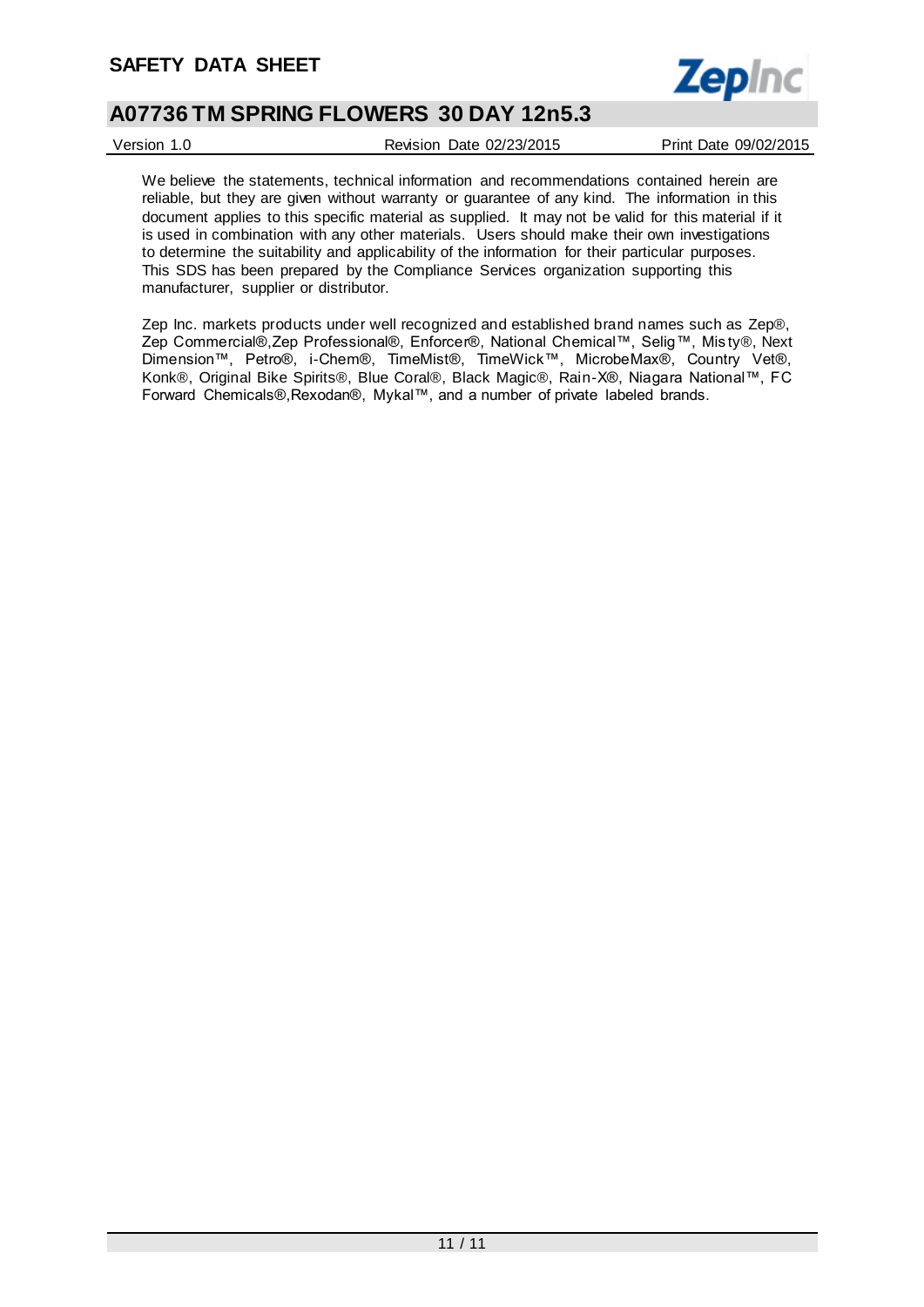We believe the statements, technical information and recommendations contained herein are reliable, but they are given without warranty or guarantee of any kind. The information in this document applies to this specific material as supplied. It may not be valid for this material if it is used in combination with any other materials. Users should make their own investigations to determine the suitability and applicability of the information for their particular purposes. This SDS has been prepared by the Compliance Services organization supporting this manufacturer, supplier or distributor.

Zep Inc. markets products under well recognized and established brand names such as Zep®, Zep Commercial®,Zep Professional®, Enforcer®, National Chemical™, Selig™, Misty®, Next Dimension™, Petro®, i-Chem®, TimeMist®, TimeWick™, MicrobeMax®, Country Vet®, Konk®, Original Bike Spirits®, Blue Coral®, Black Magic®, Rain-X®, Niagara National™, FC Forward Chemicals®,Rexodan®, Mykal™, and a number of private labeled brands.